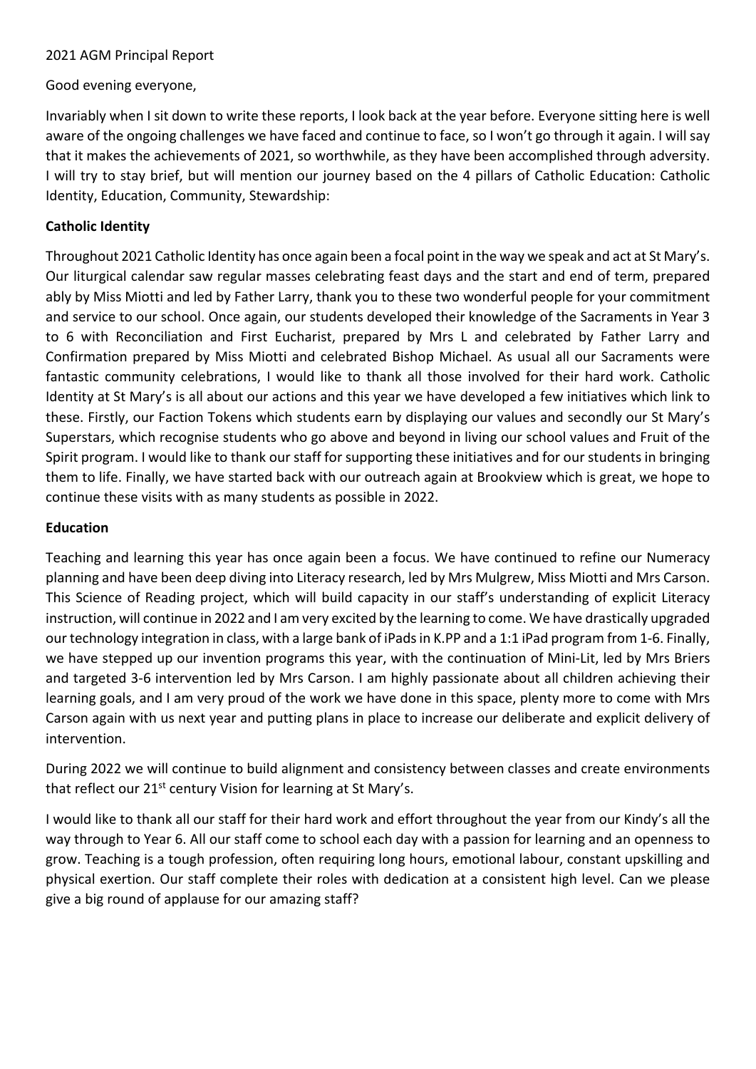2021 AGM Principal Report

Good evening everyone,

Invariably when I sit down to write these reports, I look back at the year before. Everyone sitting here is well aware of the ongoing challenges we have faced and continue to face, so I won't go through it again. I will say that it makes the achievements of 2021, so worthwhile, as they have been accomplished through adversity. I will try to stay brief, but will mention our journey based on the 4 pillars of Catholic Education: Catholic Identity, Education, Community, Stewardship:

**Catholic Identity**

Throughout 2021 Catholic Identity has once again been a focal point in the way we speak and act at St Mary's. Our liturgical calendar saw regular masses celebrating feast days and the start and end of term, prepared ably by Miss Miotti and led by Father Larry, thank you to these two wonderful people for your commitment and service to our school. Once again, our students developed their knowledge of the Sacraments in Year 3 to 6 with Reconciliation and First Eucharist, prepared by Mrs L and celebrated by Father Larry and Confirmation prepared by Miss Miotti and celebrated Bishop Michael. As usual all our Sacraments were fantastic community celebrations, I would like to thank all those involved for their hard work. Catholic Identity at St Mary's is all about our actions and this year we have developed a few initiatives which link to these. Firstly, our Faction Tokens which students earn by displaying our values and secondly our St Mary's Superstars, which recognise students who go above and beyond in living our school values and Fruit of the Spirit program. I would like to thank our staff for supporting these initiatives and for our students in bringing them to life. Finally, we have started back with our outreach again at Brookview which is great, we hope to continue these visits with as many students as possible in 2022.

**Education**

Teaching and learning this year has once again been a focus. We have continued to refine our Numeracy planning and have been deep diving into Literacy research, led by Mrs Mulgrew, Miss Miotti and Mrs Carson. This Science of Reading project, which will build capacity in our staff's understanding of explicit Literacy instruction, will continue in 2022 and I am very excited by the learning to come. We have drastically upgraded our technology integration in class, with a large bank of iPads in K.PP and a 1:1 iPad program from 1-6. Finally, we have stepped up our invention programs this year, with the continuation of Mini-Lit, led by Mrs Briers and targeted 3-6 intervention led by Mrs Carson. I am highly passionate about all children achieving their learning goals, and I am very proud of the work we have done in this space, plenty more to come with Mrs Carson again with us next year and putting plans in place to increase our deliberate and explicit delivery of intervention.

During 2022 we will continue to build alignment and consistency between classes and create environments that reflect our 21st century Vision for learning at St Mary's.

I would like to thank all our staff for their hard work and effort throughout the year from our Kindy's all the way through to Year 6. All our staff come to school each day with a passion for learning and an openness to grow. Teaching is a tough profession, often requiring long hours, emotional labour, constant upskilling and physical exertion. Our staff complete their roles with dedication at a consistent high level. Can we please give a big round of applause for our amazing staff?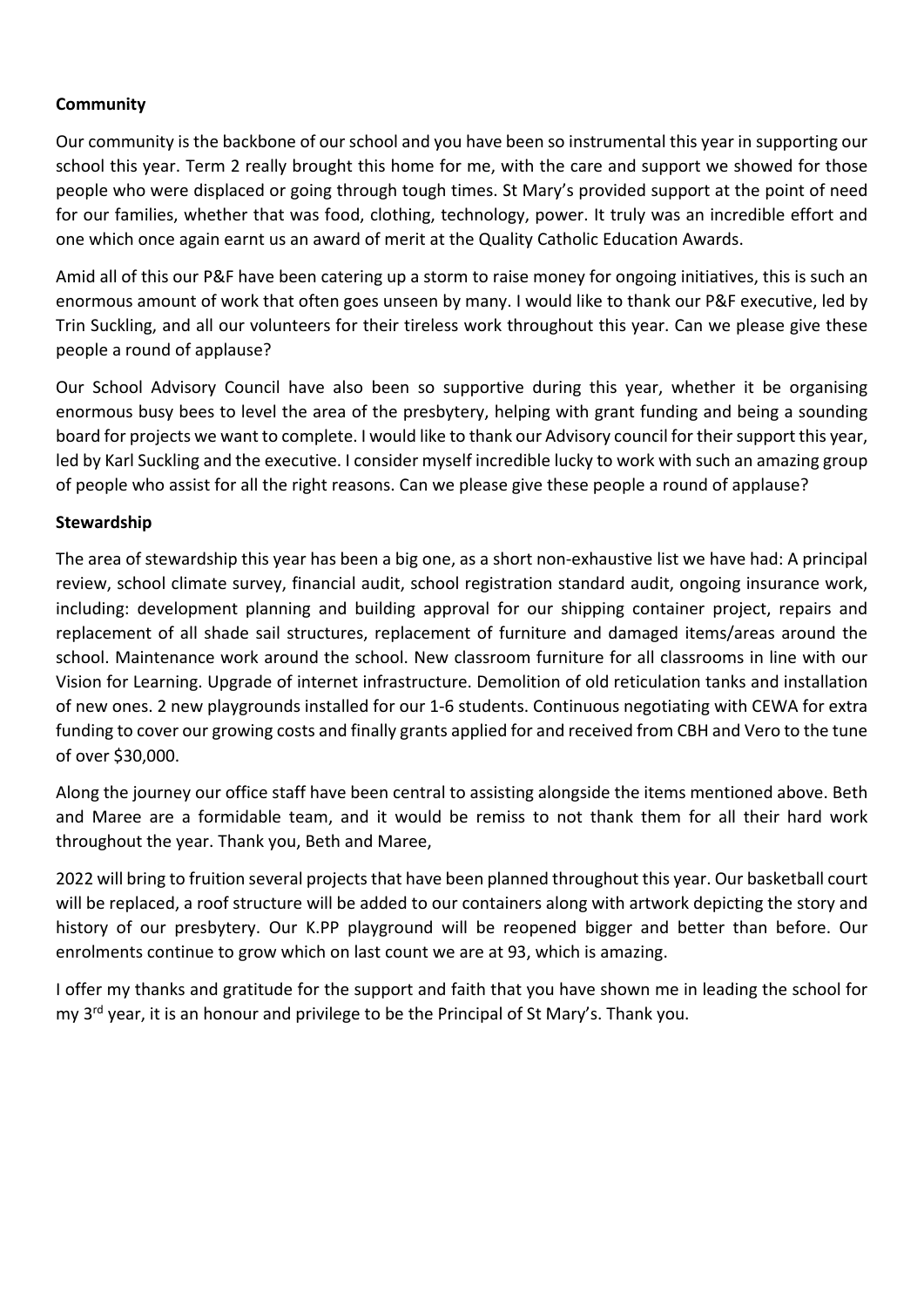**Community**

Our community is the backbone of our school and you have been so instrumental this year in supporting our school this year. Term 2 really brought this home for me, with the care and support we showed for those people who were displaced or going through tough times. St Mary's provided support at the point of need for our families, whether that was food, clothing, technology, power. It truly was an incredible effort and one which once again earnt us an award of merit at the Quality Catholic Education Awards.

Amid all of this our P&F have been catering up a storm to raise money for ongoing initiatives, this is such an enormous amount of work that often goes unseen by many. I would like to thank our P&F executive, led by Trin Suckling, and all our volunteers for their tireless work throughout this year. Can we please give these people a round of applause?

Our School Advisory Council have also been so supportive during this year, whether it be organising enormous busy bees to level the area of the presbytery, helping with grant funding and being a sounding board for projects we want to complete. I would like to thank our Advisory council for their support this year, led by Karl Suckling and the executive. I consider myself incredible lucky to work with such an amazing group of people who assist for all the right reasons. Can we please give these people a round of applause?

**Stewardship**

The area of stewardship this year has been a big one, as a short non-exhaustive list we have had: A principal review, school climate survey, financial audit, school registration standard audit, ongoing insurance work, including: development planning and building approval for our shipping container project, repairs and replacement of all shade sail structures, replacement of furniture and damaged items/areas around the school. Maintenance work around the school. New classroom furniture for all classrooms in line with our Vision for Learning. Upgrade of internet infrastructure. Demolition of old reticulation tanks and installation of new ones. 2 new playgrounds installed for our 1-6 students. Continuous negotiating with CEWA for extra funding to cover our growing costs and finally grants applied for and received from CBH and Vero to the tune of over $30,000.

Along the journey our office staff have been central to assisting alongside the items mentioned above. Beth and Maree are a formidable team, and it would be remiss to not thank them for all their hard work throughout the year. Thank you, Beth and Maree,

2022 will bring to fruition several projects that have been planned throughout this year. Our basketball court will be replaced, a roof structure will be added to our containers along with artwork depicting the story and history of our presbytery. Our K.PP playground will be reopened bigger and better than before. Our enrolments continue to grow which on last count we are at 93, which is amazing.

I offer my thanks and gratitude for the support and faith that you have shown me in leading the school for my 3rd year, it is an honour and privilege to be the Principal of St Mary's. Thank you.